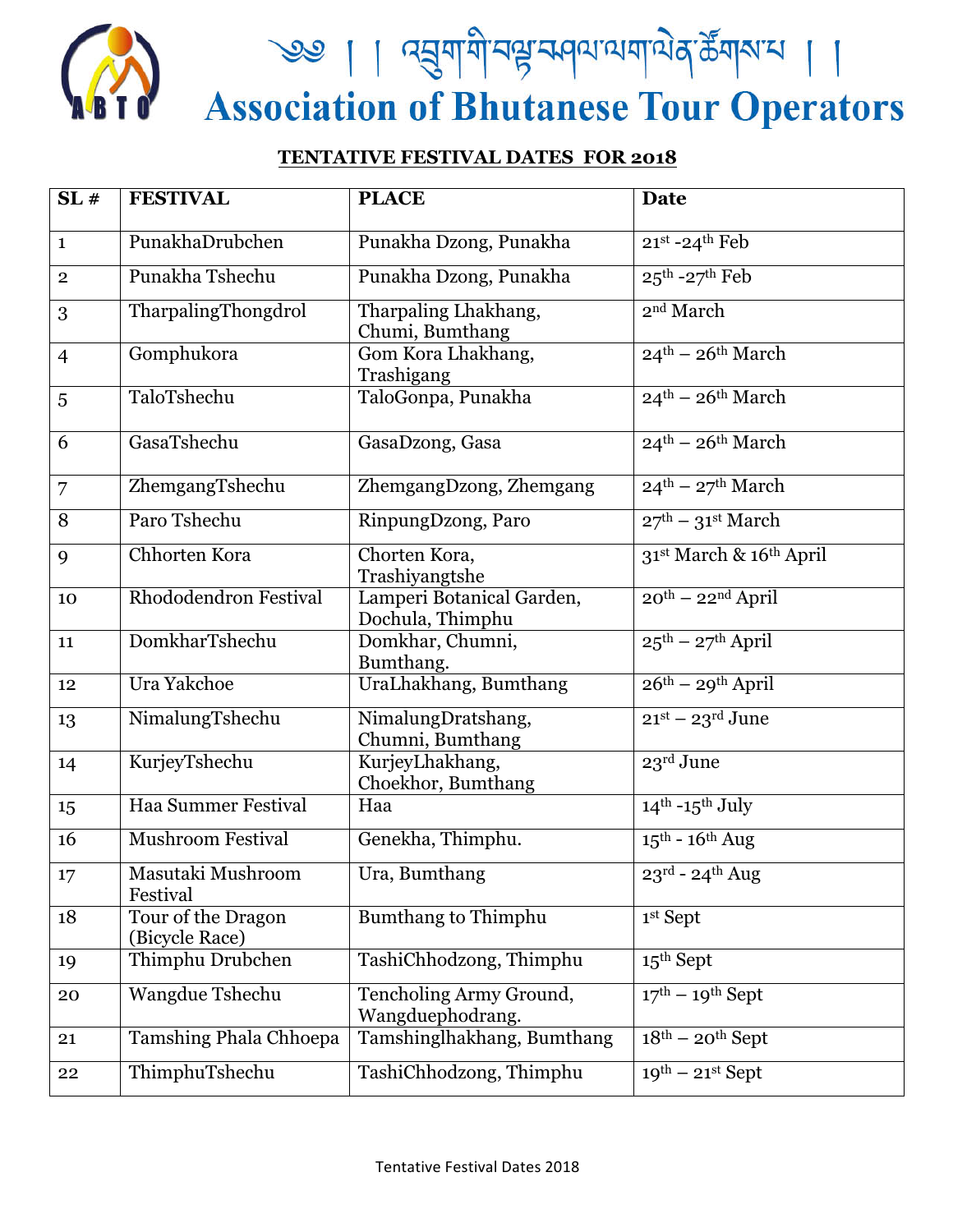༄༅། ། འབྲུག་གི་བསྐྱོད་སྐྱེལ་ལག་ལེན་ཚོགས་པ། །

# Association of Bhutanese Tour Operators

## TENTATIVE FESTIVAL DATES FOR 2018

| SL # | FESTIVAL | PLACE | Date |
|---|---|---|---|
| 1 | PunakhaDrubchen | Punakha Dzong, Punakha | 21st -24th Feb |
| 2 | Punakha Tshechu | Punakha Dzong, Punakha | 25th -27th Feb |
| 3 | TharpalingThongdrol | Tharpaling Lhakhang, Chumi, Bumthang | 2nd March |
| 4 | Gomphukora | Gom Kora Lhakhang, Trashigang | 24th – 26th March |
| 5 | TaloTshechu | TaloGonpa, Punakha | 24th – 26th March |
| 6 | GasaTshechu | GasaDzong, Gasa | 24th – 26th March |
| 7 | ZhemgangTshechu | ZhemgangDzong, Zhemgang | 24th – 27th March |
| 8 | Paro Tshechu | RinpungDzong, Paro | 27th – 31st March |
| 9 | Chhorten Kora | Chorten Kora, Trashiyangtshe | 31st March & 16th April |
| 10 | Rhododendron Festival | Lamperi Botanical Garden, Dochula, Thimphu | 20th – 22nd April |
| 11 | DomkharTshechu | Domkhar, Chumni, Bumthang. | 25th – 27th April |
| 12 | Ura Yakchoe | UraLhakhang, Bumthang | 26th – 29th April |
| 13 | NimalungTshechu | NimalungDratshang, Chumni, Bumthang | 21st – 23rd June |
| 14 | KurjeyTshechu | KurjeyLhakhang, Choekhor, Bumthang | 23rd June |
| 15 | Haa Summer Festival | Haa | 14th -15th July |
| 16 | Mushroom Festival | Genekha, Thimphu. | 15th - 16th Aug |
| 17 | Masutaki Mushroom Festival | Ura, Bumthang | 23rd - 24th Aug |
| 18 | Tour of the Dragon (Bicycle Race) | Bumthang to Thimphu | 1st Sept |
| 19 | Thimphu Drubchen | TashiChhodzong, Thimphu | 15th Sept |
| 20 | Wangdue Tshechu | Tencholing Army Ground, Wangduephodrang. | 17th – 19th Sept |
| 21 | Tamshing Phala Chhoepa | Tamshinglhakhang, Bumthang | 18th – 20th Sept |
| 22 | ThimphuTshechu | TashiChhodzong, Thimphu | 19th – 21st Sept |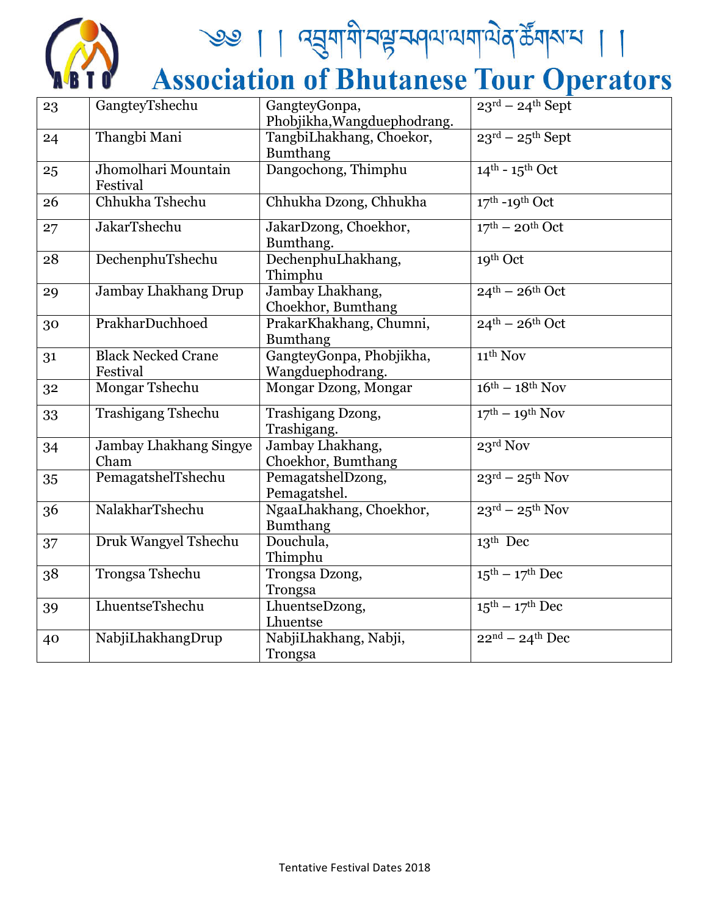# ༄༅། ། འབྲུག་གི་བསྐྱོད་སྐྱོང་ལས་ཀ་ཡིན་ཚོགས་པ། །

# Association of Bhutanese Tour Operators

| | | | |
|---|---|---|---|
| 23 | GangteyTshechu | GangteyGonpa, Phobjikha,Wangduephodrang. | 23rd – 24th Sept |
| 24 | Thangbi Mani | TangbiLhakhang, Choekor, Bumthang | 23rd – 25th Sept |
| 25 | Jhomolhari Mountain Festival | Dangochong, Thimphu | 14th - 15th Oct |
| 26 | Chhukha Tshechu | Chhukha Dzong, Chhukha | 17th -19th Oct |
| 27 | JakarTshechu | JakarDzong, Choekhor, Bumthang. | 17th – 20th Oct |
| 28 | DechenphuTshechu | DechenphuLhakhang, Thimphu | 19th Oct |
| 29 | Jambay Lhakhang Drup | Jambay Lhakhang, Choekhor, Bumthang | 24th – 26th Oct |
| 30 | PrakharDuchhoed | PrakarKhakhang, Chumni, Bumthang | 24th – 26th Oct |
| 31 | Black Necked Crane Festival | GangteyGonpa, Phobjikha, Wangduephodrang. | 11th Nov |
| 32 | Mongar Tshechu | Mongar Dzong, Mongar | 16th – 18th Nov |
| 33 | Trashigang Tshechu | Trashigang Dzong, Trashigang. | 17th – 19th Nov |
| 34 | Jambay Lhakhang Singye Cham | Jambay Lhakhang, Choekhor, Bumthang | 23rd Nov |
| 35 | PemagatshelTshechu | PemagatshelDzong, Pemagatshel. | 23rd – 25th Nov |
| 36 | NalakharTshechu | NgaaLhakhang, Choekhor, Bumthang | 23rd – 25th Nov |
| 37 | Druk Wangyel Tshechu | Douchula, Thimphu | 13th Dec |
| 38 | Trongsa Tshechu | Trongsa Dzong, Trongsa | 15th – 17th Dec |
| 39 | LhuentseTshechu | LhuentseDzong, Lhuentse | 15th – 17th Dec |
| 40 | NabjiLhakhangDrup | NabjiLhakhang, Nabji, Trongsa | 22nd – 24th Dec |

Tentative Festival Dates 2018